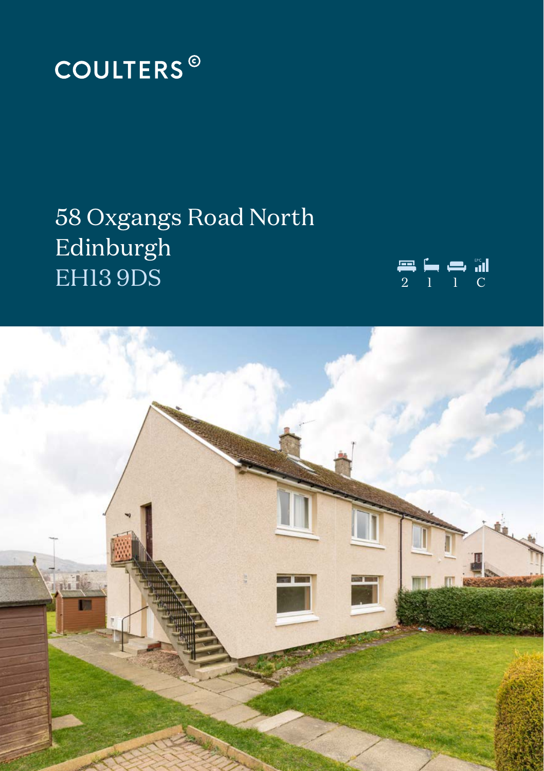COULTERS ©

# 58 Oxgangs Road North
# Edinburgh
# EH13 9DS

2 1 1 C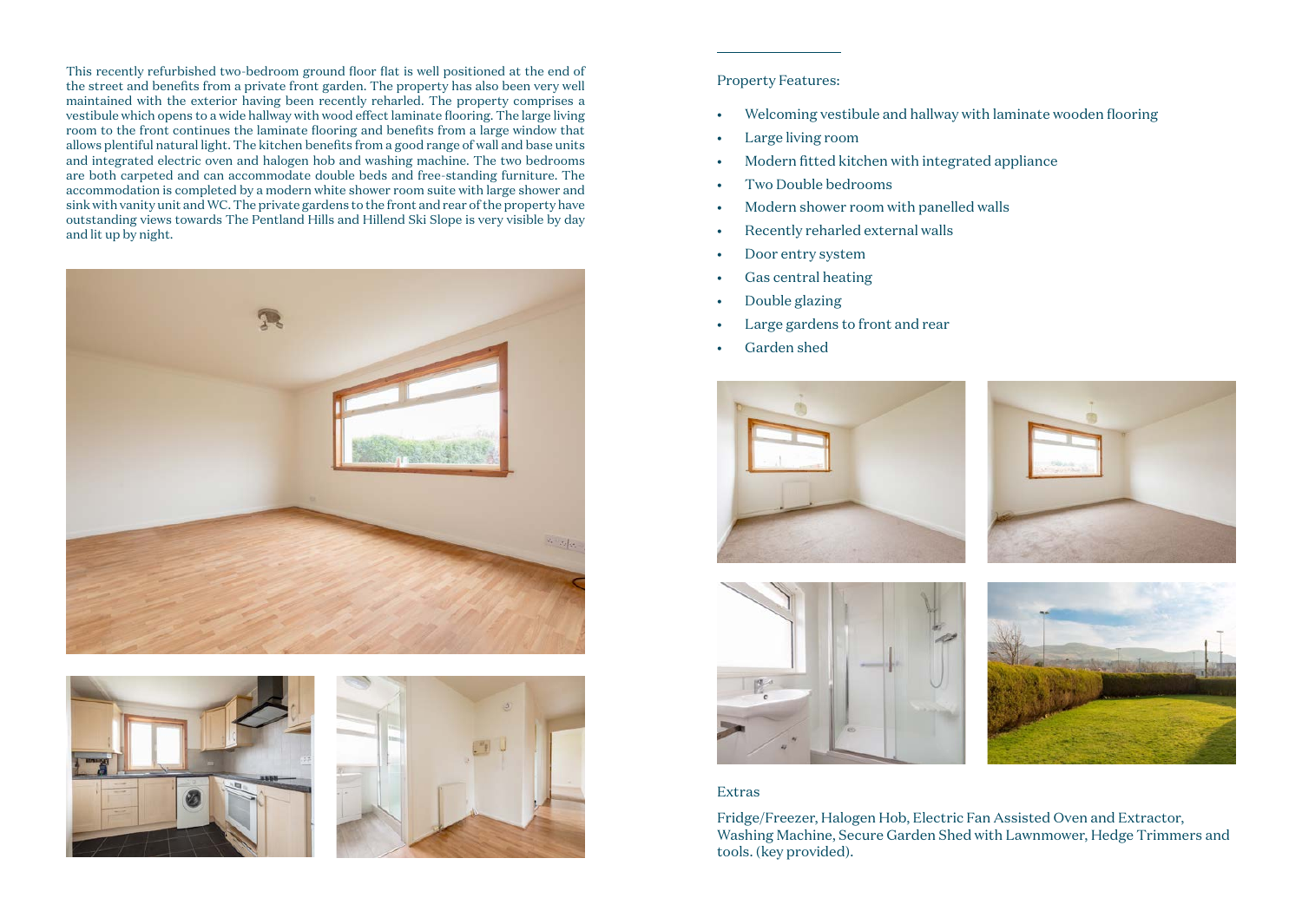This recently refurbished two-bedroom ground floor flat is well positioned at the end of the street and benefits from a private front garden. The property has also been very well maintained with the exterior having been recently reharled. The property comprises a vestibule which opens to a wide hallway with wood effect laminate flooring. The large living room to the front continues the laminate flooring and benefits from a large window that allows plentiful natural light. The kitchen benefits from a good range of wall and base units and integrated electric oven and halogen hob and washing machine. The two bedrooms are both carpeted and can accommodate double beds and free-standing furniture. The accommodation is completed by a modern white shower room suite with large shower and sink with vanity unit and WC. The private gardens to the front and rear of the property have outstanding views towards The Pentland Hills and Hillend Ski Slope is very visible by day and lit up by night.

Property Features:

- Welcoming vestibule and hallway with laminate wooden flooring
- Large living room
- Modern fitted kitchen with integrated appliance
- Two Double bedrooms
- Modern shower room with panelled walls
- Recently reharled external walls
- Door entry system
- Gas central heating
- Double glazing
- Large gardens to front and rear
- Garden shed

Extras

Fridge/Freezer, Halogen Hob, Electric Fan Assisted Oven and Extractor, Washing Machine, Secure Garden Shed with Lawnmower, Hedge Trimmers and tools. (key provided).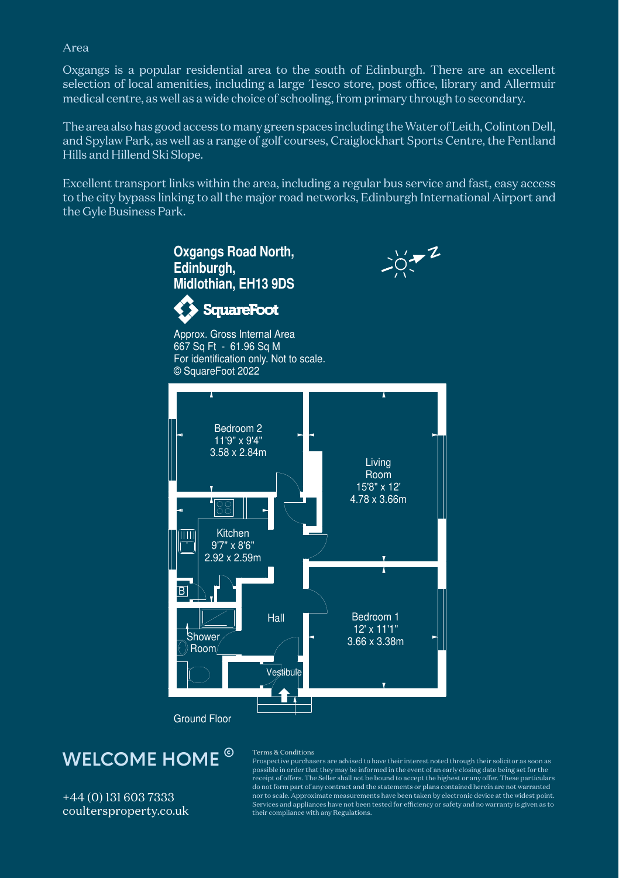## Area

Oxgangs is a popular residential area to the south of Edinburgh. There are an excellent selection of local amenities, including a large Tesco store, post office, library and Allermuir medical centre, as well as a wide choice of schooling, from primary through to secondary.

The area also has good access to many green spaces including the Water of Leith, Colinton Dell, and Spylaw Park, as well as a range of golf courses, Craiglockhart Sports Centre, the Pentland Hills and Hillend Ski Slope.

Excellent transport links within the area, including a regular bus service and fast, easy access to the city bypass linking to all the major road networks, Edinburgh International Airport and the Gyle Business Park.

**Oxgangs Road North, Edinburgh, Midlothian, EH13 9DS**

SquareFoot

Approx. Gross Internal Area
667 Sq Ft - 61.96 Sq M
For identification only. Not to scale.
© SquareFoot 2022

Bedroom 2
11'9" x 9'4"
3.58 x 2.84m

Living Room
15'8" x 12'
4.78 x 3.66m

Kitchen
9'7" x 8'6"
2.92 x 2.59m

B

Hall

Bedroom 1
12' x 11'1"
3.66 x 3.38m

Shower Room

Vestibule

Ground Floor

## WELCOME HOME ©

+44 (0) 131 603 7333
coulterspropert y.co.uk

Terms & Conditions
Prospective purchasers are advised to have their interest noted through their solicitor as soon as possible in order that they may be informed in the event of an early closing date being set for the receipt of offers. The Seller shall not be bound to accept the highest or any offer. These particulars do not form part of any contract and the statements or plans contained herein are not warranted nor to scale. Approximate measurements have been taken by electronic device at the widest point. Services and appliances have not been tested for efficiency or safety and no warranty is given as to their compliance with any Regulations.